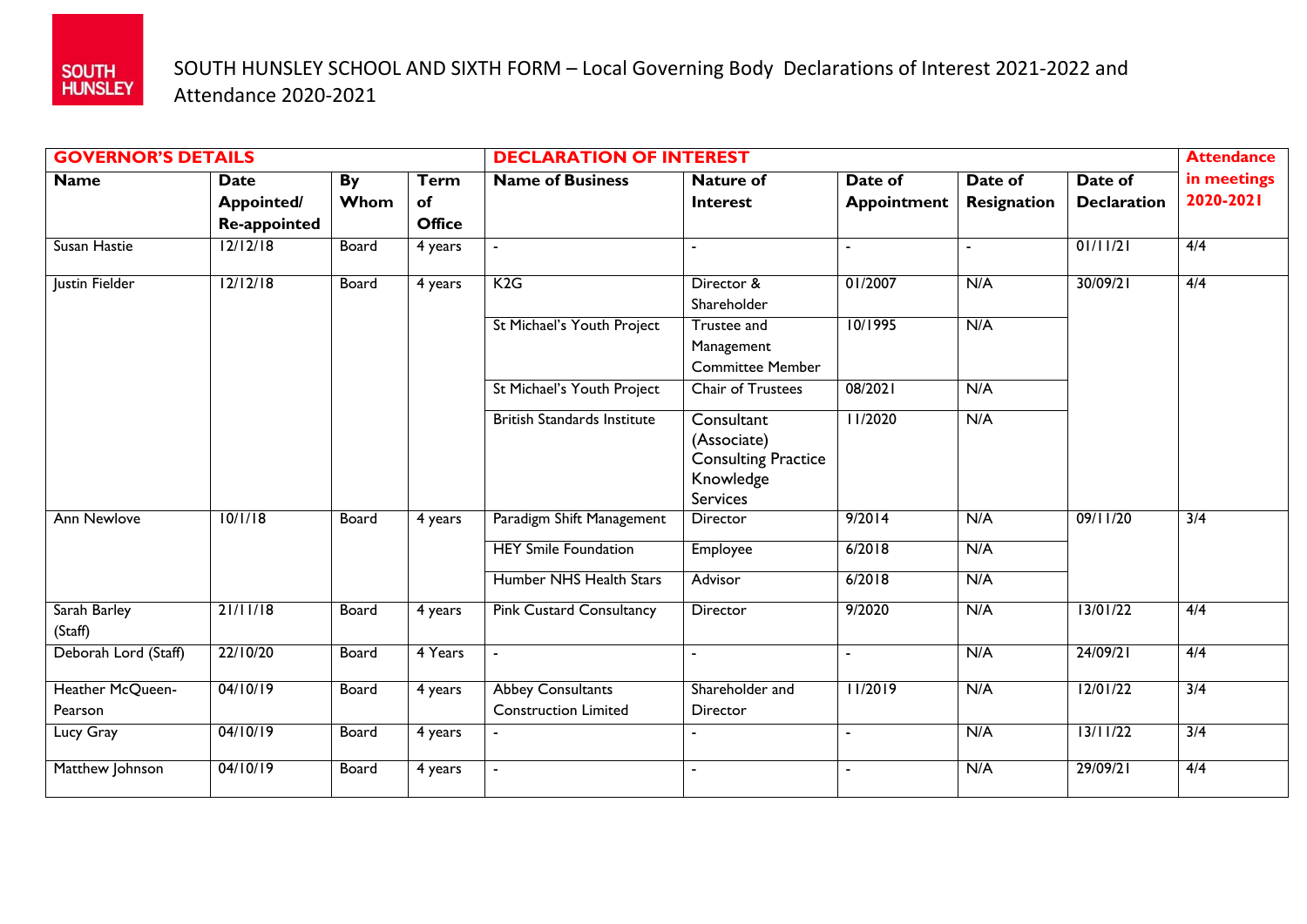SOUTH HUNSLEY

# SOUTH HUNSLEY SCHOOL AND SIXTH FORM – Local Governing Body Declarations of Interest 2021-2022 and Attendance 2020-2021

| **GOVERNOR'S DETAILS** | | | | **DECLARATION OF INTEREST** | | | | | **Attendance in meetings 2020-2021** |
|---|---|---|---|---|---|---|---|---|---|
| **Name** | **Date Appointed/ Re-appointed** | **By Whom** | **Term of Office** | **Name of Business** | **Nature of Interest** | **Date of Appointment** | **Date of Resignation** | **Date of Declaration** | |
| Susan Hastie | 12/12/18 | Board | 4 years | - | - | - | - | 01/11/21 | 4/4 |
| Justin Fielder | 12/12/18 | Board | 4 years | K2G | Director & Shareholder | 01/2007 | N/A | 30/09/21 | 4/4 |
| | | | | St Michael's Youth Project | Trustee and Management Committee Member | 10/1995 | N/A | | |
| | | | | St Michael's Youth Project | Chair of Trustees | 08/2021 | N/A | | |
| | | | | British Standards Institute | Consultant (Associate) Consulting Practice Knowledge Services | 11/2020 | N/A | | |
| Ann Newlove | 10/1/18 | Board | 4 years | Paradigm Shift Management | Director | 9/2014 | N/A | 09/11/20 | 3/4 |
| | | | | HEY Smile Foundation | Employee | 6/2018 | N/A | | |
| | | | | Humber NHS Health Stars | Advisor | 6/2018 | N/A | | |
| Sarah Barley (Staff) | 21/11/18 | Board | 4 years | Pink Custard Consultancy | Director | 9/2020 | N/A | 13/01/22 | 4/4 |
| Deborah Lord (Staff) | 22/10/20 | Board | 4 Years | - | - | - | N/A | 24/09/21 | 4/4 |
| Heather McQueen-Pearson | 04/10/19 | Board | 4 years | Abbey Consultants Construction Limited | Shareholder and Director | 11/2019 | N/A | 12/01/22 | 3/4 |
| Lucy Gray | 04/10/19 | Board | 4 years | - | - | - | N/A | 13/11/22 | 3/4 |
| Matthew Johnson | 04/10/19 | Board | 4 years | - | - | - | N/A | 29/09/21 | 4/4 |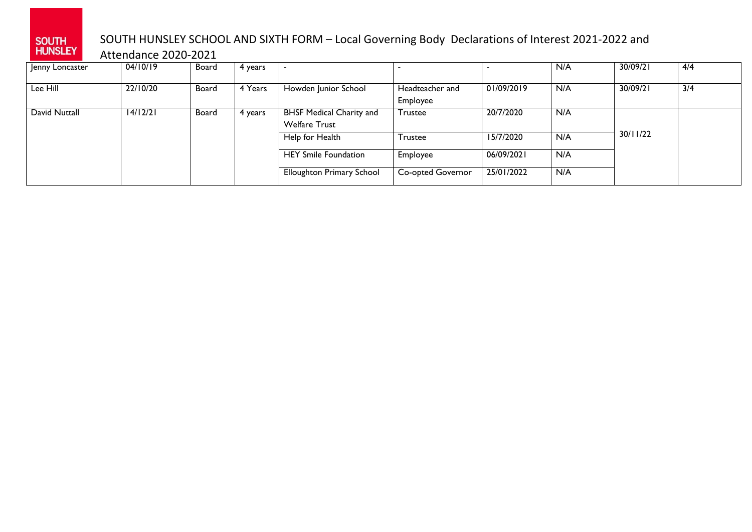# SOUTH HUNSLEY SCHOOL AND SIXTH FORM – Local Governing Body Declarations of Interest 2021-2022 and Attendance 2020-2021

| | | | | | | | | | |
|---|---|---|---|---|---|---|---|---|---|
| Jenny Loncaster | 04/10/19 | Board | 4 years | - | - | - | N/A | 30/09/21 | 4/4 |
| Lee Hill | 22/10/20 | Board | 4 Years | Howden Junior School | Headteacher and Employee | 01/09/2019 | N/A | 30/09/21 | 3/4 |
| David Nuttall | 14/12/21 | Board | 4 years | BHSF Medical Charity and Welfare Trust | Trustee | 20/7/2020 | N/A | 30/11/22 | |
| | | | | Help for Health | Trustee | 15/7/2020 | N/A | | |
| | | | | HEY Smile Foundation | Employee | 06/09/2021 | N/A | | |
| | | | | Elloughton Primary School | Co-opted Governor | 25/01/2022 | N/A | | |